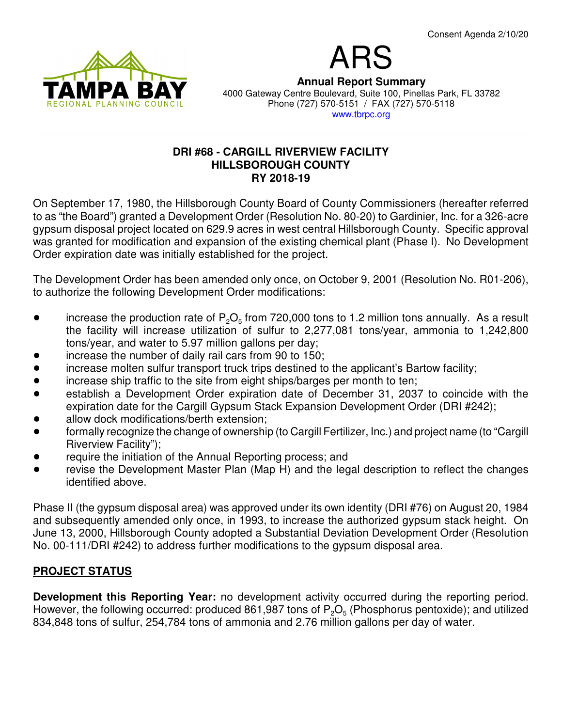Consent Agenda 2/10/20

TAMPA BAY REGIONAL PLANNING COUNCIL

# ARS

**Annual Report Summary**
4000 Gateway Centre Boulevard, Suite 100, Pinellas Park, FL 33782
Phone (727) 570-5151 / FAX (727) 570-5118
www.tbrpc.org

---

## DRI #68 - CARGILL RIVERVIEW FACILITY
## HILLSBOROUGH COUNTY
## RY 2018-19

On September 17, 1980, the Hillsborough County Board of County Commissioners (hereafter referred to as "the Board") granted a Development Order (Resolution No. 80-20) to Gardinier, Inc. for a 326-acre gypsum disposal project located on 629.9 acres in west central Hillsborough County. Specific approval was granted for modification and expansion of the existing chemical plant (Phase I). No Development Order expiration date was initially established for the project.

The Development Order has been amended only once, on October 9, 2001 (Resolution No. R01-206), to authorize the following Development Order modifications:

- increase the production rate of $P_2O_5$ from 720,000 tons to 1.2 million tons annually. As a result the facility will increase utilization of sulfur to 2,277,081 tons/year, ammonia to 1,242,800 tons/year, and water to 5.97 million gallons per day;
- increase the number of daily rail cars from 90 to 150;
- increase molten sulfur transport truck trips destined to the applicant's Bartow facility;
- increase ship traffic to the site from eight ships/barges per month to ten;
- establish a Development Order expiration date of December 31, 2037 to coincide with the expiration date for the Cargill Gypsum Stack Expansion Development Order (DRI #242);
- allow dock modifications/berth extension;
- formally recognize the change of ownership (to Cargill Fertilizer, Inc.) and project name (to "Cargill Riverview Facility");
- require the initiation of the Annual Reporting process; and
- revise the Development Master Plan (Map H) and the legal description to reflect the changes identified above.

Phase II (the gypsum disposal area) was approved under its own identity (DRI #76) on August 20, 1984 and subsequently amended only once, in 1993, to increase the authorized gypsum stack height. On June 13, 2000, Hillsborough County adopted a Substantial Deviation Development Order (Resolution No. 00-111/DRI #242) to address further modifications to the gypsum disposal area.

## PROJECT STATUS

**Development this Reporting Year:** no development activity occurred during the reporting period. However, the following occurred: produced 861,987 tons of $P_2O_5$ (Phosphorus pentoxide); and utilized 834,848 tons of sulfur, 254,784 tons of ammonia and 2.76 million gallons per day of water.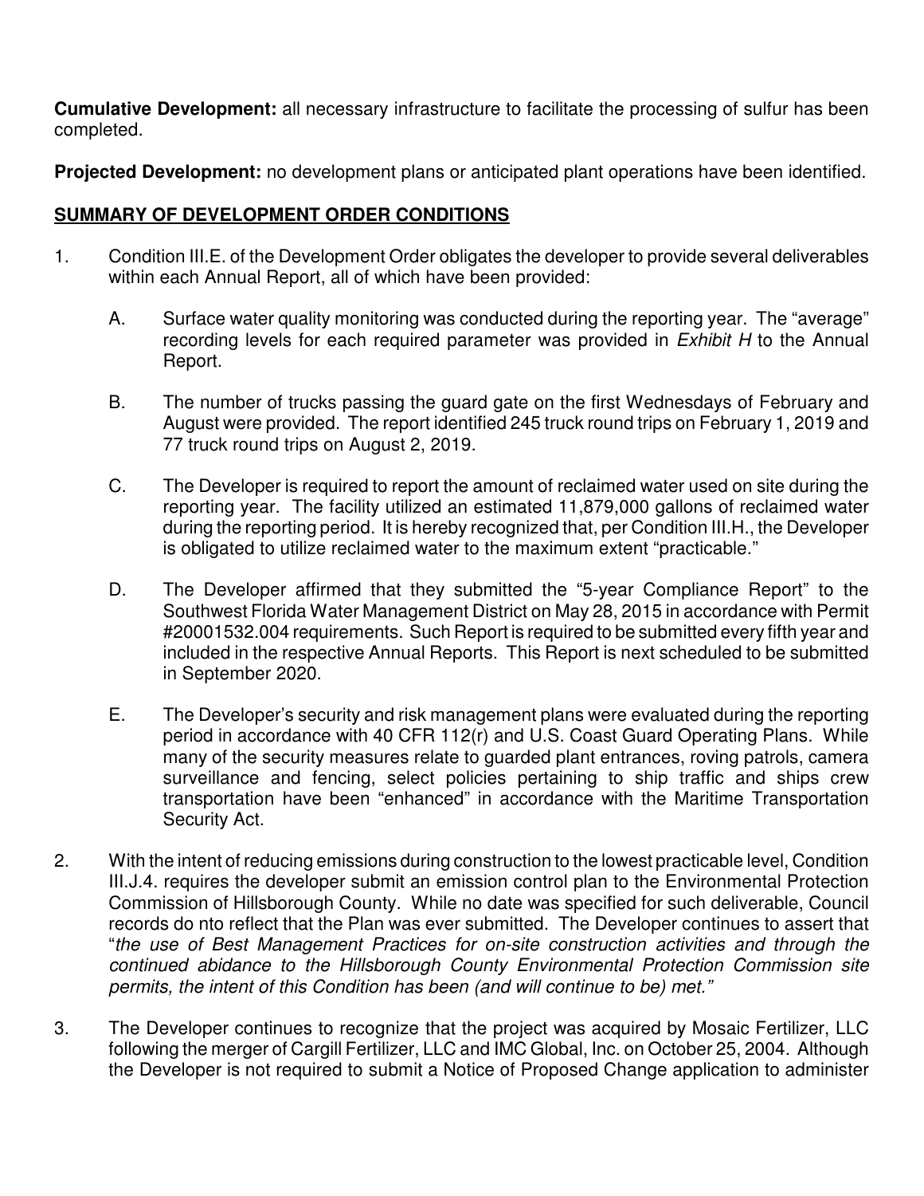**Cumulative Development:** all necessary infrastructure to facilitate the processing of sulfur has been completed.

**Projected Development:** no development plans or anticipated plant operations have been identified.

## <u>SUMMARY OF DEVELOPMENT ORDER CONDITIONS</u>

1. Condition III.E. of the Development Order obligates the developer to provide several deliverables within each Annual Report, all of which have been provided:

   A. Surface water quality monitoring was conducted during the reporting year. The "average" recording levels for each required parameter was provided in *Exhibit H* to the Annual Report.

   B. The number of trucks passing the guard gate on the first Wednesdays of February and August were provided. The report identified 245 truck round trips on February 1, 2019 and 77 truck round trips on August 2, 2019.

   C. The Developer is required to report the amount of reclaimed water used on site during the reporting year. The facility utilized an estimated 11,879,000 gallons of reclaimed water during the reporting period. It is hereby recognized that, per Condition III.H., the Developer is obligated to utilize reclaimed water to the maximum extent "practicable."

   D. The Developer affirmed that they submitted the "5-year Compliance Report" to the Southwest Florida Water Management District on May 28, 2015 in accordance with Permit #20001532.004 requirements. Such Report is required to be submitted every fifth year and included in the respective Annual Reports. This Report is next scheduled to be submitted in September 2020.

   E. The Developer's security and risk management plans were evaluated during the reporting period in accordance with 40 CFR 112(r) and U.S. Coast Guard Operating Plans. While many of the security measures relate to guarded plant entrances, roving patrols, camera surveillance and fencing, select policies pertaining to ship traffic and ships crew transportation have been "enhanced" in accordance with the Maritime Transportation Security Act.

2. With the intent of reducing emissions during construction to the lowest practicable level, Condition III.J.4. requires the developer submit an emission control plan to the Environmental Protection Commission of Hillsborough County. While no date was specified for such deliverable, Council records do nto reflect that the Plan was ever submitted. The Developer continues to assert that "*the use of Best Management Practices for on-site construction activities and through the continued abidance to the Hillsborough County Environmental Protection Commission site permits, the intent of this Condition has been (and will continue to be) met.*"

3. The Developer continues to recognize that the project was acquired by Mosaic Fertilizer, LLC following the merger of Cargill Fertilizer, LLC and IMC Global, Inc. on October 25, 2004. Although the Developer is not required to submit a Notice of Proposed Change application to administer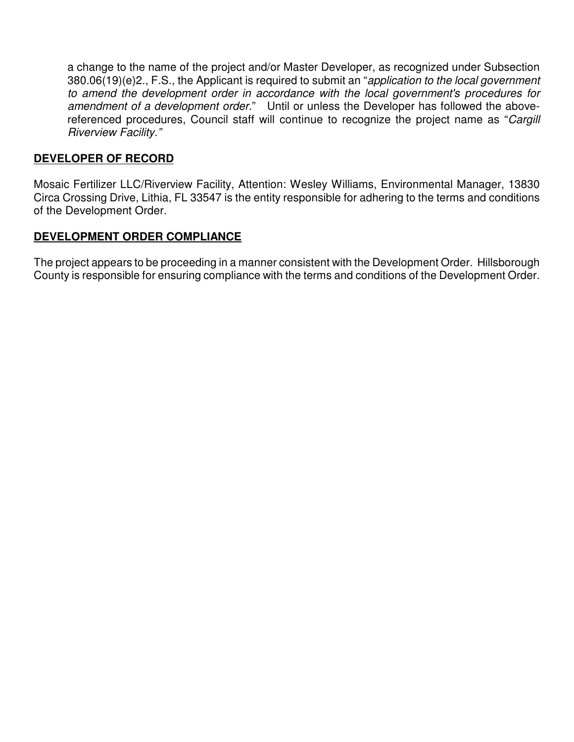a change to the name of the project and/or Master Developer, as recognized under Subsection 380.06(19)(e)2., F.S., the Applicant is required to submit an "*application to the local government to amend the development order in accordance with the local government's procedures for amendment of a development order.*" Until or unless the Developer has followed the above-referenced procedures, Council staff will continue to recognize the project name as "*Cargill Riverview Facility.*"

## <u>DEVELOPER OF RECORD</u>

Mosaic Fertilizer LLC/Riverview Facility, Attention: Wesley Williams, Environmental Manager, 13830 Circa Crossing Drive, Lithia, FL 33547 is the entity responsible for adhering to the terms and conditions of the Development Order.

## <u>DEVELOPMENT ORDER COMPLIANCE</u>

The project appears to be proceeding in a manner consistent with the Development Order. Hillsborough County is responsible for ensuring compliance with the terms and conditions of the Development Order.